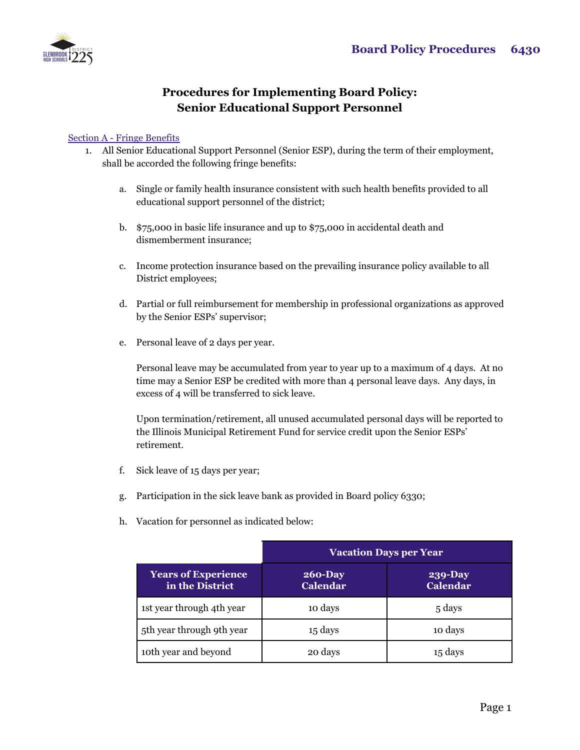# Procedures for Implementing Board Policy: Senior Educational Support Personnel

Section A - Fringe Benefits

1. All Senior Educational Support Personnel (Senior ESP), during the term of their employment, shall be accorded the following fringe benefits:

   a. Single or family health insurance consistent with such health benefits provided to all educational support personnel of the district;

   b. $75,000 in basic life insurance and up to $75,000 in accidental death and dismemberment insurance;

   c. Income protection insurance based on the prevailing insurance policy available to all District employees;

   d. Partial or full reimbursement for membership in professional organizations as approved by the Senior ESPs' supervisor;

   e. Personal leave of 2 days per year.

      Personal leave may be accumulated from year to year up to a maximum of 4 days. At no time may a Senior ESP be credited with more than 4 personal leave days. Any days, in excess of 4 will be transferred to sick leave.

      Upon termination/retirement, all unused accumulated personal days will be reported to the Illinois Municipal Retirement Fund for service credit upon the Senior ESPs' retirement.

   f. Sick leave of 15 days per year;

   g. Participation in the sick leave bank as provided in Board policy 6330;

   h. Vacation for personnel as indicated below:

| | Vacation Days per Year | |
|---|---|---|
| **Years of Experience in the District** | **260-Day Calendar** | **239-Day Calendar** |
| 1st year through 4th year | 10 days | 5 days |
| 5th year through 9th year | 15 days | 10 days |
| 10th year and beyond | 20 days | 15 days |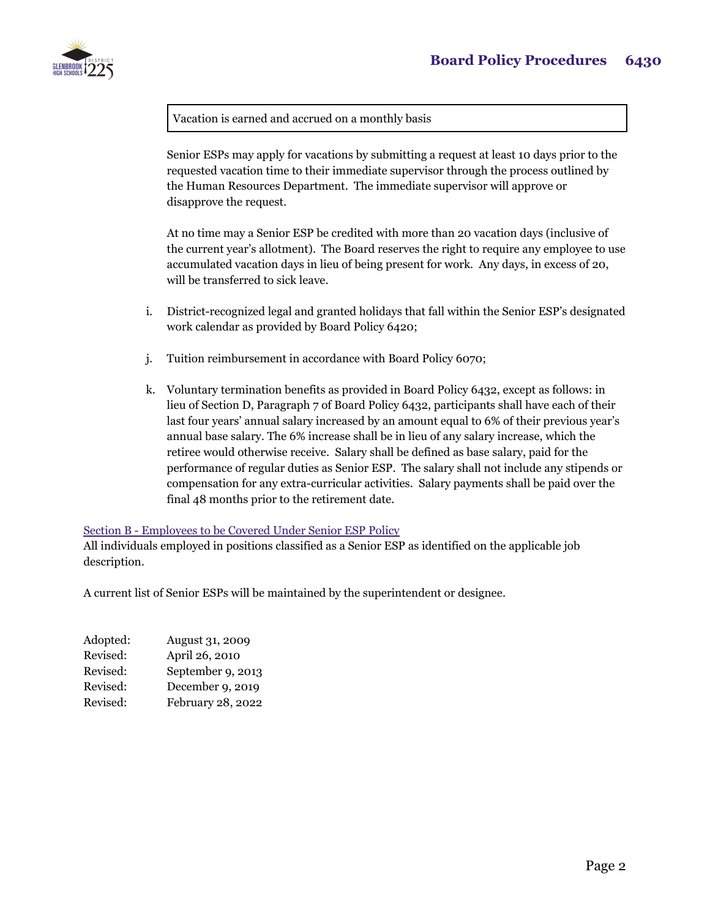| |
|---|
| Vacation is earned and accrued on a monthly basis |

Senior ESPs may apply for vacations by submitting a request at least 10 days prior to the requested vacation time to their immediate supervisor through the process outlined by the Human Resources Department. The immediate supervisor will approve or disapprove the request.

At no time may a Senior ESP be credited with more than 20 vacation days (inclusive of the current year's allotment). The Board reserves the right to require any employee to use accumulated vacation days in lieu of being present for work. Any days, in excess of 20, will be transferred to sick leave.

i. District-recognized legal and granted holidays that fall within the Senior ESP's designated work calendar as provided by Board Policy 6420;

j. Tuition reimbursement in accordance with Board Policy 6070;

k. Voluntary termination benefits as provided in Board Policy 6432, except as follows: in lieu of Section D, Paragraph 7 of Board Policy 6432, participants shall have each of their last four years' annual salary increased by an amount equal to 6% of their previous year's annual base salary. The 6% increase shall be in lieu of any salary increase, which the retiree would otherwise receive. Salary shall be defined as base salary, paid for the performance of regular duties as Senior ESP. The salary shall not include any stipends or compensation for any extra-curricular activities. Salary payments shall be paid over the final 48 months prior to the retirement date.

Section B - Employees to be Covered Under Senior ESP Policy

All individuals employed in positions classified as a Senior ESP as identified on the applicable job description.

A current list of Senior ESPs will be maintained by the superintendent or designee.

| | |
|---|---|
| Adopted: | August 31, 2009 |
| Revised: | April 26, 2010 |
| Revised: | September 9, 2013 |
| Revised: | December 9, 2019 |
| Revised: | February 28, 2022 |